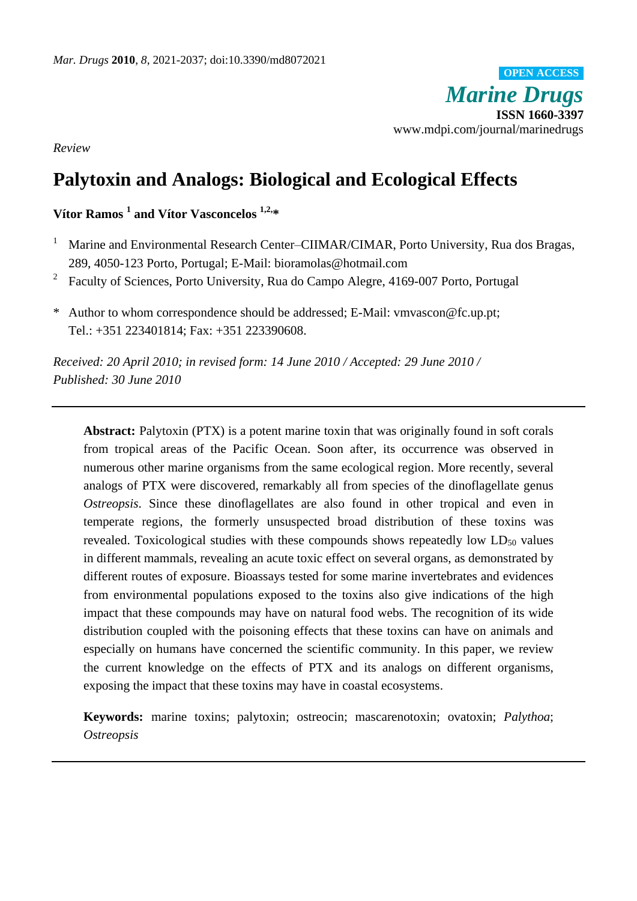*Mar. Drugs* **2010**, *8*, 2021-2037; doi:10.3390/md8072021

OPEN ACCESS

*Marine Drugs*

**ISSN 1660-3397**

www.mdpi.com/journal/marinedrugs

*Review*

# Palytoxin and Analogs: Biological and Ecological Effects

**Vítor Ramos [1] and Vítor Vasconcelos [1,2,*]**

[1] Marine and Environmental Research Center–CIIMAR/CIMAR, Porto University, Rua dos Bragas, 289, 4050-123 Porto, Portugal; E-Mail: bioramolas@hotmail.com

[2] Faculty of Sciences, Porto University, Rua do Campo Alegre, 4169-007 Porto, Portugal

\* Author to whom correspondence should be addressed; E-Mail: vmvascon@fc.up.pt; Tel.: +351 223401814; Fax: +351 223390608.

*Received: 20 April 2010; in revised form: 14 June 2010 / Accepted: 29 June 2010 / Published: 30 June 2010*

---

**Abstract:** Palytoxin (PTX) is a potent marine toxin that was originally found in soft corals from tropical areas of the Pacific Ocean. Soon after, its occurrence was observed in numerous other marine organisms from the same ecological region. More recently, several analogs of PTX were discovered, remarkably all from species of the dinoflagellate genus *Ostreopsis*. Since these dinoflagellates are also found in other tropical and even in temperate regions, the formerly unsuspected broad distribution of these toxins was revealed. Toxicological studies with these compounds shows repeatedly low $LD_{50}$ values in different mammals, revealing an acute toxic effect on several organs, as demonstrated by different routes of exposure. Bioassays tested for some marine invertebrates and evidences from environmental populations exposed to the toxins also give indications of the high impact that these compounds may have on natural food webs. The recognition of its wide distribution coupled with the poisoning effects that these toxins can have on animals and especially on humans have concerned the scientific community. In this paper, we review the current knowledge on the effects of PTX and its analogs on different organisms, exposing the impact that these toxins may have in coastal ecosystems.

**Keywords:** marine toxins; palytoxin; ostreocin; mascarenotoxin; ovatoxin; *Palythoa*; *Ostreopsis*

---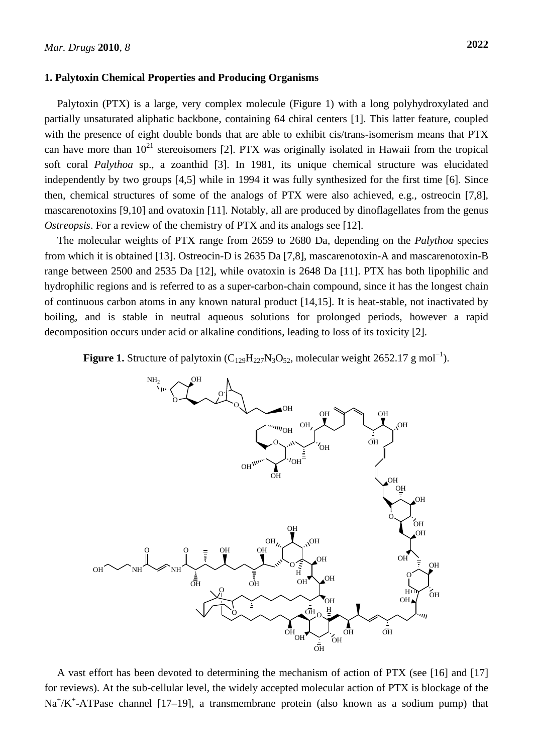## 1. Palytoxin Chemical Properties and Producing Organisms

Palytoxin (PTX) is a large, very complex molecule (Figure 1) with a long polyhydroxylated and partially unsaturated aliphatic backbone, containing 64 chiral centers [1]. This latter feature, coupled with the presence of eight double bonds that are able to exhibit cis/trans-isomerism means that PTX can have more than $10^{21}$ stereoisomers [2]. PTX was originally isolated in Hawaii from the tropical soft coral *Palythoa* sp., a zoanthid [3]. In 1981, its unique chemical structure was elucidated independently by two groups [4,5] while in 1994 it was fully synthesized for the first time [6]. Since then, chemical structures of some of the analogs of PTX were also achieved, e.g., ostreocin [7,8], mascarenotoxins [9,10] and ovatoxin [11]. Notably, all are produced by dinoflagellates from the genus *Ostreopsis*. For a review of the chemistry of PTX and its analogs see [12].

The molecular weights of PTX range from 2659 to 2680 Da, depending on the *Palythoa* species from which it is obtained [13]. Ostreocin-D is 2635 Da [7,8], mascarenotoxin-A and mascarenotoxin-B range between 2500 and 2535 Da [12], while ovatoxin is 2648 Da [11]. PTX has both lipophilic and hydrophilic regions and is referred to as a super-carbon-chain compound, since it has the longest chain of continuous carbon atoms in any known natural product [14,15]. It is heat-stable, not inactivated by boiling, and is stable in neutral aqueous solutions for prolonged periods, however a rapid decomposition occurs under acid or alkaline conditions, leading to loss of its toxicity [2].

**Figure 1.** Structure of palytoxin ($C_{129}H_{227}N_3O_{52}$, molecular weight 2652.17 g mol$^{-1}$).

A vast effort has been devoted to determining the mechanism of action of PTX (see [16] and [17] for reviews). At the sub-cellular level, the widely accepted molecular action of PTX is blockage of the $Na^+/K^+$-ATPase channel [17–19], a transmembrane protein (also known as a sodium pump) that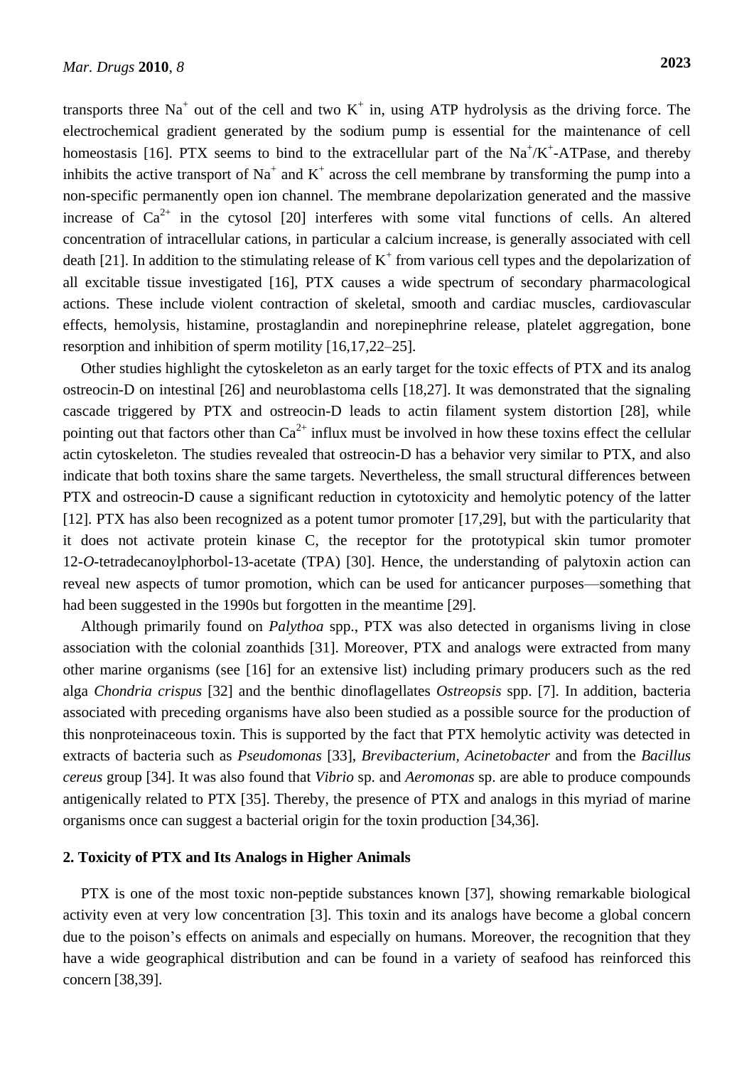transports three $Na^+$ out of the cell and two $K^+$ in, using ATP hydrolysis as the driving force. The electrochemical gradient generated by the sodium pump is essential for the maintenance of cell homeostasis [16]. PTX seems to bind to the extracellular part of the $Na^+/K^+$-ATPase, and thereby inhibits the active transport of $Na^+$ and $K^+$ across the cell membrane by transforming the pump into a non-specific permanently open ion channel. The membrane depolarization generated and the massive increase of $Ca^{2+}$ in the cytosol [20] interferes with some vital functions of cells. An altered concentration of intracellular cations, in particular a calcium increase, is generally associated with cell death [21]. In addition to the stimulating release of $K^+$ from various cell types and the depolarization of all excitable tissue investigated [16], PTX causes a wide spectrum of secondary pharmacological actions. These include violent contraction of skeletal, smooth and cardiac muscles, cardiovascular effects, hemolysis, histamine, prostaglandin and norepinephrine release, platelet aggregation, bone resorption and inhibition of sperm motility [16,17,22–25].

Other studies highlight the cytoskeleton as an early target for the toxic effects of PTX and its analog ostreocin-D on intestinal [26] and neuroblastoma cells [18,27]. It was demonstrated that the signaling cascade triggered by PTX and ostreocin-D leads to actin filament system distortion [28], while pointing out that factors other than $Ca^{2+}$ influx must be involved in how these toxins effect the cellular actin cytoskeleton. The studies revealed that ostreocin-D has a behavior very similar to PTX, and also indicate that both toxins share the same targets. Nevertheless, the small structural differences between PTX and ostreocin-D cause a significant reduction in cytotoxicity and hemolytic potency of the latter [12]. PTX has also been recognized as a potent tumor promoter [17,29], but with the particularity that it does not activate protein kinase C, the receptor for the prototypical skin tumor promoter 12-*O*-tetradecanoylphorbol-13-acetate (TPA) [30]. Hence, the understanding of palytoxin action can reveal new aspects of tumor promotion, which can be used for anticancer purposes—something that had been suggested in the 1990s but forgotten in the meantime [29].

Although primarily found on *Palythoa* spp., PTX was also detected in organisms living in close association with the colonial zoanthids [31]. Moreover, PTX and analogs were extracted from many other marine organisms (see [16] for an extensive list) including primary producers such as the red alga *Chondria crispus* [32] and the benthic dinoflagellates *Ostreopsis* spp. [7]. In addition, bacteria associated with preceding organisms have also been studied as a possible source for the production of this nonproteinaceous toxin. This is supported by the fact that PTX hemolytic activity was detected in extracts of bacteria such as *Pseudomonas* [33], *Brevibacterium*, *Acinetobacter* and from the *Bacillus cereus* group [34]. It was also found that *Vibrio* sp. and *Aeromonas* sp. are able to produce compounds antigenically related to PTX [35]. Thereby, the presence of PTX and analogs in this myriad of marine organisms once can suggest a bacterial origin for the toxin production [34,36].

## 2. Toxicity of PTX and Its Analogs in Higher Animals

PTX is one of the most toxic non-peptide substances known [37], showing remarkable biological activity even at very low concentration [3]. This toxin and its analogs have become a global concern due to the poison's effects on animals and especially on humans. Moreover, the recognition that they have a wide geographical distribution and can be found in a variety of seafood has reinforced this concern [38,39].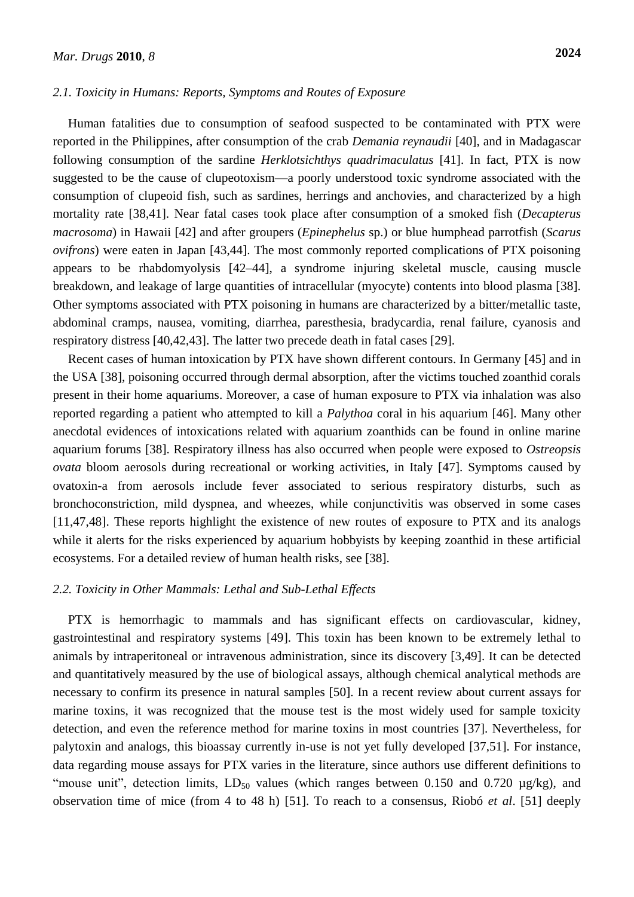### 2.1. Toxicity in Humans: Reports, Symptoms and Routes of Exposure

Human fatalities due to consumption of seafood suspected to be contaminated with PTX were reported in the Philippines, after consumption of the crab *Demania reynaudii* [40], and in Madagascar following consumption of the sardine *Herklotsichthys quadrimaculatus* [41]. In fact, PTX is now suggested to be the cause of clupeotoxism—a poorly understood toxic syndrome associated with the consumption of clupeoid fish, such as sardines, herrings and anchovies, and characterized by a high mortality rate [38,41]. Near fatal cases took place after consumption of a smoked fish (*Decapterus macrosoma*) in Hawaii [42] and after groupers (*Epinephelus* sp.) or blue humphead parrotfish (*Scarus ovifrons*) were eaten in Japan [43,44]. The most commonly reported complications of PTX poisoning appears to be rhabdomyolysis [42–44], a syndrome injuring skeletal muscle, causing muscle breakdown, and leakage of large quantities of intracellular (myocyte) contents into blood plasma [38]. Other symptoms associated with PTX poisoning in humans are characterized by a bitter/metallic taste, abdominal cramps, nausea, vomiting, diarrhea, paresthesia, bradycardia, renal failure, cyanosis and respiratory distress [40,42,43]. The latter two precede death in fatal cases [29].

Recent cases of human intoxication by PTX have shown different contours. In Germany [45] and in the USA [38], poisoning occurred through dermal absorption, after the victims touched zoanthid corals present in their home aquariums. Moreover, a case of human exposure to PTX via inhalation was also reported regarding a patient who attempted to kill a *Palythoa* coral in his aquarium [46]. Many other anecdotal evidences of intoxications related with aquarium zoanthids can be found in online marine aquarium forums [38]. Respiratory illness has also occurred when people were exposed to *Ostreopsis ovata* bloom aerosols during recreational or working activities, in Italy [47]. Symptoms caused by ovatoxin-a from aerosols include fever associated to serious respiratory disturbs, such as bronchoconstriction, mild dyspnea, and wheezes, while conjunctivitis was observed in some cases [11,47,48]. These reports highlight the existence of new routes of exposure to PTX and its analogs while it alerts for the risks experienced by aquarium hobbyists by keeping zoanthid in these artificial ecosystems. For a detailed review of human health risks, see [38].

### 2.2. Toxicity in Other Mammals: Lethal and Sub-Lethal Effects

PTX is hemorrhagic to mammals and has significant effects on cardiovascular, kidney, gastrointestinal and respiratory systems [49]. This toxin has been known to be extremely lethal to animals by intraperitoneal or intravenous administration, since its discovery [3,49]. It can be detected and quantitatively measured by the use of biological assays, although chemical analytical methods are necessary to confirm its presence in natural samples [50]. In a recent review about current assays for marine toxins, it was recognized that the mouse test is the most widely used for sample toxicity detection, and even the reference method for marine toxins in most countries [37]. Nevertheless, for palytoxin and analogs, this bioassay currently in-use is not yet fully developed [37,51]. For instance, data regarding mouse assays for PTX varies in the literature, since authors use different definitions to "mouse unit", detection limits, $LD_{50}$ values (which ranges between 0.150 and 0.720 µg/kg), and observation time of mice (from 4 to 48 h) [51]. To reach to a consensus, Riobó *et al*. [51] deeply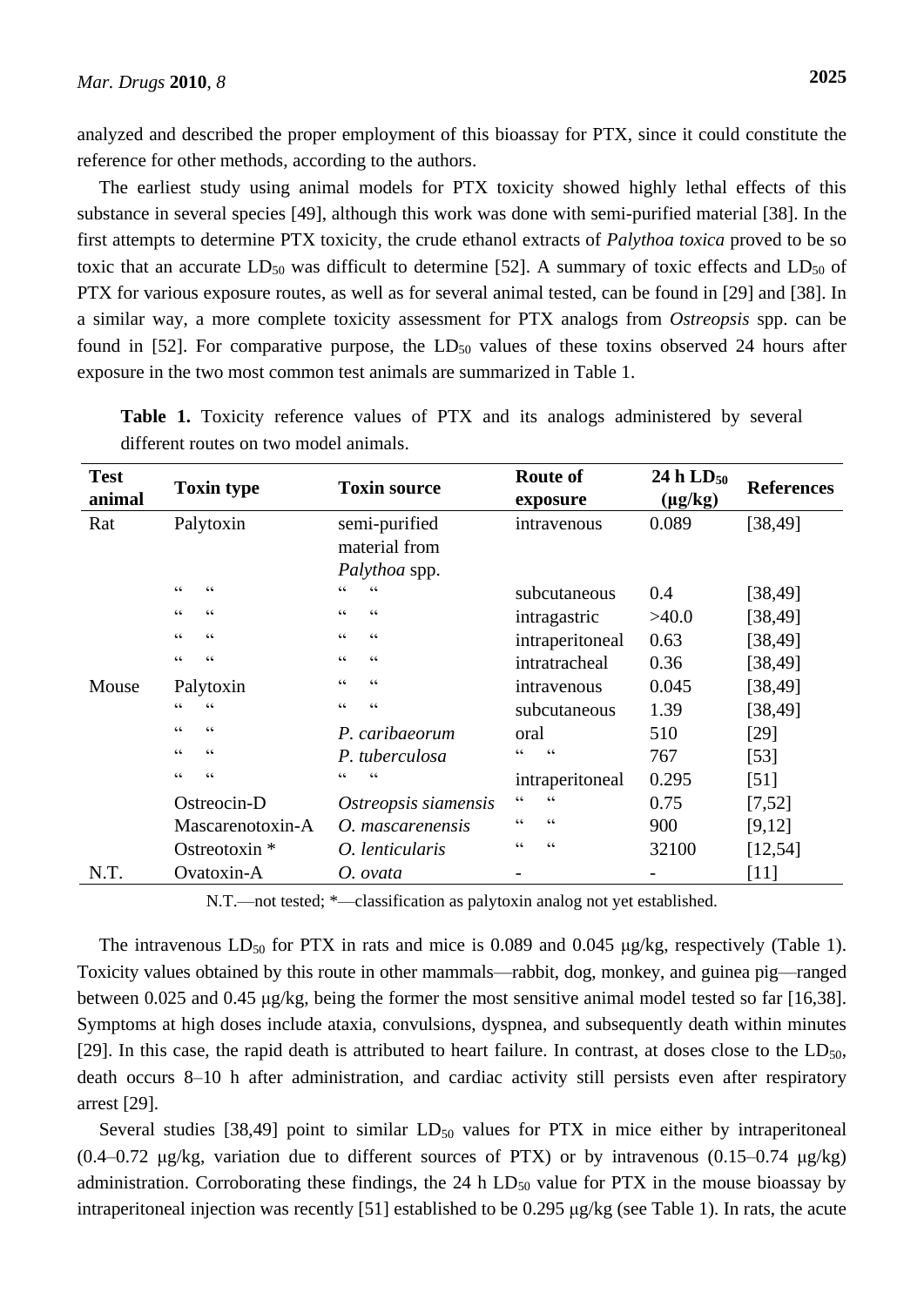analyzed and described the proper employment of this bioassay for PTX, since it could constitute the reference for other methods, according to the authors.

The earliest study using animal models for PTX toxicity showed highly lethal effects of this substance in several species [49], although this work was done with semi-purified material [38]. In the first attempts to determine PTX toxicity, the crude ethanol extracts of *Palythoa toxica* proved to be so toxic that an accurate $LD_{50}$ was difficult to determine [52]. A summary of toxic effects and $LD_{50}$ of PTX for various exposure routes, as well as for several animal tested, can be found in [29] and [38]. In a similar way, a more complete toxicity assessment for PTX analogs from *Ostreopsis* spp. can be found in [52]. For comparative purpose, the $LD_{50}$ values of these toxins observed 24 hours after exposure in the two most common test animals are summarized in Table 1.

**Table 1.** Toxicity reference values of PTX and its analogs administered by several different routes on two model animals.

| Test animal | Toxin type | Toxin source | Route of exposure | 24 h $LD_{50}$ (μg/kg) | References |
|---|---|---|---|---|---|
| Rat | Palytoxin | semi-purified material from *Palythoa* spp. | intravenous | 0.089 | [38,49] |
| | " " | " " | subcutaneous | 0.4 | [38,49] |
| | " " | " " | intragastric | >40.0 | [38,49] |
| | " " | " " | intraperitoneal | 0.63 | [38,49] |
| | " " | " " | intratracheal | 0.36 | [38,49] |
| Mouse | Palytoxin | " " | intravenous | 0.045 | [38,49] |
| | " " | " " | subcutaneous | 1.39 | [38,49] |
| | " " | *P. caribaeorum* | oral | 510 | [29] |
| | " " | *P. tuberculosa* | " " | 767 | [53] |
| | " " | " " | intraperitoneal | 0.295 | [51] |
| | Ostreocin-D | *Ostreopsis siamensis* | " " | 0.75 | [7,52] |
| | Mascarenotoxin-A | *O. mascarenensis* | " " | 900 | [9,12] |
| | Ostreotoxin * | *O. lenticularis* | " " | 32100 | [12,54] |
| N.T. | Ovatoxin-A | *O. ovata* | - | - | [11] |

N.T.—not tested; *—classification as palytoxin analog not yet established.

The intravenous $LD_{50}$ for PTX in rats and mice is 0.089 and 0.045 μg/kg, respectively (Table 1). Toxicity values obtained by this route in other mammals—rabbit, dog, monkey, and guinea pig—ranged between 0.025 and 0.45 μg/kg, being the former the most sensitive animal model tested so far [16,38]. Symptoms at high doses include ataxia, convulsions, dyspnea, and subsequently death within minutes [29]. In this case, the rapid death is attributed to heart failure. In contrast, at doses close to the $LD_{50}$, death occurs 8–10 h after administration, and cardiac activity still persists even after respiratory arrest [29].

Several studies [38,49] point to similar $LD_{50}$ values for PTX in mice either by intraperitoneal (0.4–0.72 μg/kg, variation due to different sources of PTX) or by intravenous (0.15–0.74 μg/kg) administration. Corroborating these findings, the 24 h $LD_{50}$ value for PTX in the mouse bioassay by intraperitoneal injection was recently [51] established to be 0.295 μg/kg (see Table 1). In rats, the acute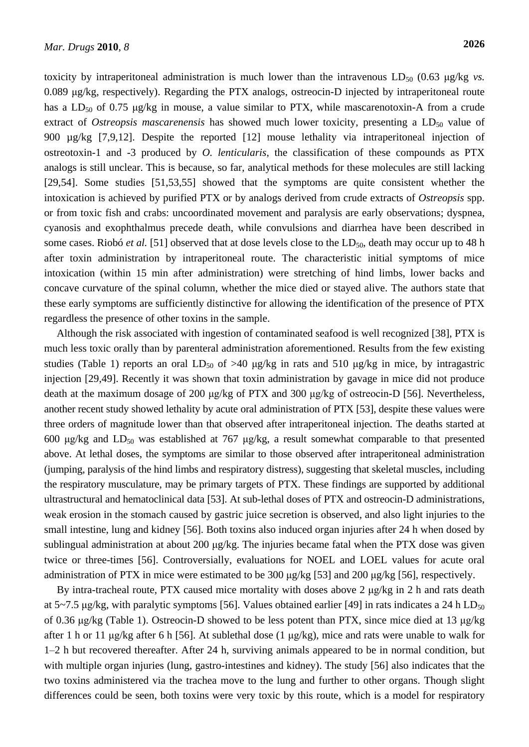toxicity by intraperitoneal administration is much lower than the intravenous $LD_{50}$ (0.63 μg/kg *vs.* 0.089 μg/kg, respectively). Regarding the PTX analogs, ostreocin-D injected by intraperitoneal route has a $LD_{50}$ of 0.75 μg/kg in mouse, a value similar to PTX, while mascarenotoxin-A from a crude extract of *Ostreopsis mascarenensis* has showed much lower toxicity, presenting a $LD_{50}$ value of 900 μg/kg [7,9,12]. Despite the reported [12] mouse lethality via intraperitoneal injection of ostreotoxin-1 and -3 produced by *O. lenticularis*, the classification of these compounds as PTX analogs is still unclear. This is because, so far, analytical methods for these molecules are still lacking [29,54]. Some studies [51,53,55] showed that the symptoms are quite consistent whether the intoxication is achieved by purified PTX or by analogs derived from crude extracts of *Ostreopsis* spp. or from toxic fish and crabs: uncoordinated movement and paralysis are early observations; dyspnea, cyanosis and exophthalmus precede death, while convulsions and diarrhea have been described in some cases. Riobó *et al.* [51] observed that at dose levels close to the $LD_{50}$, death may occur up to 48 h after toxin administration by intraperitoneal route. The characteristic initial symptoms of mice intoxication (within 15 min after administration) were stretching of hind limbs, lower backs and concave curvature of the spinal column, whether the mice died or stayed alive. The authors state that these early symptoms are sufficiently distinctive for allowing the identification of the presence of PTX regardless the presence of other toxins in the sample.

Although the risk associated with ingestion of contaminated seafood is well recognized [38], PTX is much less toxic orally than by parenteral administration aforementioned. Results from the few existing studies (Table 1) reports an oral $LD_{50}$ of >40 μg/kg in rats and 510 μg/kg in mice, by intragastric injection [29,49]. Recently it was shown that toxin administration by gavage in mice did not produce death at the maximum dosage of 200 μg/kg of PTX and 300 μg/kg of ostreocin-D [56]. Nevertheless, another recent study showed lethality by acute oral administration of PTX [53], despite these values were three orders of magnitude lower than that observed after intraperitoneal injection. The deaths started at 600 μg/kg and $LD_{50}$ was established at 767 μg/kg, a result somewhat comparable to that presented above. At lethal doses, the symptoms are similar to those observed after intraperitoneal administration (jumping, paralysis of the hind limbs and respiratory distress), suggesting that skeletal muscles, including the respiratory musculature, may be primary targets of PTX. These findings are supported by additional ultrastructural and hematoclinical data [53]. At sub-lethal doses of PTX and ostreocin-D administrations, weak erosion in the stomach caused by gastric juice secretion is observed, and also light injuries to the small intestine, lung and kidney [56]. Both toxins also induced organ injuries after 24 h when dosed by sublingual administration at about 200 μg/kg. The injuries became fatal when the PTX dose was given twice or three-times [56]. Controversially, evaluations for NOEL and LOEL values for acute oral administration of PTX in mice were estimated to be 300 μg/kg [53] and 200 μg/kg [56], respectively.

By intra-tracheal route, PTX caused mice mortality with doses above 2 μg/kg in 2 h and rats death at 5~7.5 μg/kg, with paralytic symptoms [56]. Values obtained earlier [49] in rats indicates a 24 h $LD_{50}$ of 0.36 μg/kg (Table 1). Ostreocin-D showed to be less potent than PTX, since mice died at 13 μg/kg after 1 h or 11 μg/kg after 6 h [56]. At sublethal dose (1 μg/kg), mice and rats were unable to walk for 1–2 h but recovered thereafter. After 24 h, surviving animals appeared to be in normal condition, but with multiple organ injuries (lung, gastro-intestines and kidney). The study [56] also indicates that the two toxins administered via the trachea move to the lung and further to other organs. Though slight differences could be seen, both toxins were very toxic by this route, which is a model for respiratory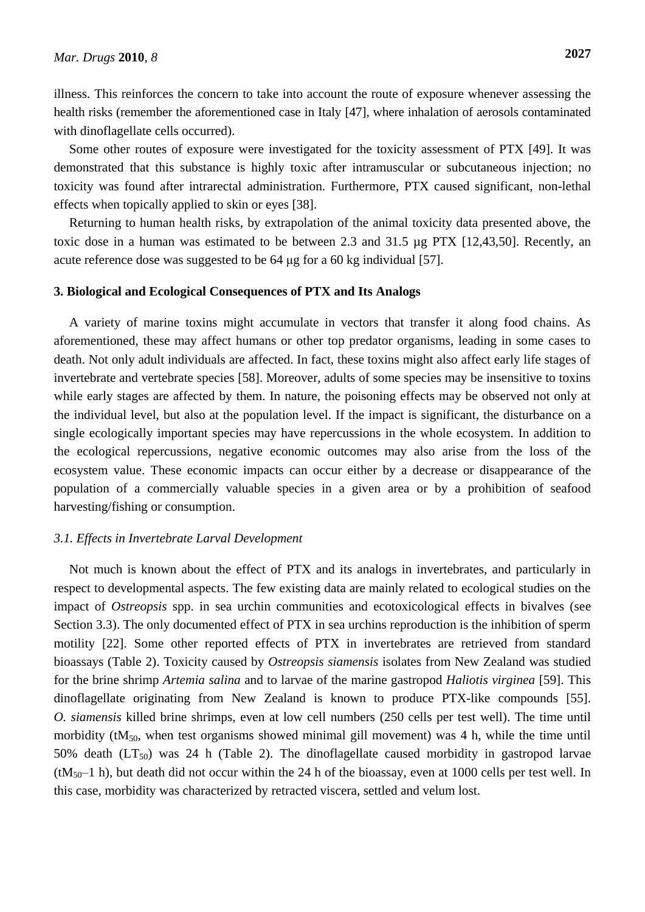illness. This reinforces the concern to take into account the route of exposure whenever assessing the health risks (remember the aforementioned case in Italy [47], where inhalation of aerosols contaminated with dinoflagellate cells occurred).

Some other routes of exposure were investigated for the toxicity assessment of PTX [49]. It was demonstrated that this substance is highly toxic after intramuscular or subcutaneous injection; no toxicity was found after intrarectal administration. Furthermore, PTX caused significant, non-lethal effects when topically applied to skin or eyes [38].

Returning to human health risks, by extrapolation of the animal toxicity data presented above, the toxic dose in a human was estimated to be between 2.3 and 31.5 µg PTX [12,43,50]. Recently, an acute reference dose was suggested to be 64 µg for a 60 kg individual [57].

## 3. Biological and Ecological Consequences of PTX and Its Analogs

A variety of marine toxins might accumulate in vectors that transfer it along food chains. As aforementioned, these may affect humans or other top predator organisms, leading in some cases to death. Not only adult individuals are affected. In fact, these toxins might also affect early life stages of invertebrate and vertebrate species [58]. Moreover, adults of some species may be insensitive to toxins while early stages are affected by them. In nature, the poisoning effects may be observed not only at the individual level, but also at the population level. If the impact is significant, the disturbance on a single ecologically important species may have repercussions in the whole ecosystem. In addition to the ecological repercussions, negative economic outcomes may also arise from the loss of the ecosystem value. These economic impacts can occur either by a decrease or disappearance of the population of a commercially valuable species in a given area or by a prohibition of seafood harvesting/fishing or consumption.

### *3.1. Effects in Invertebrate Larval Development*

Not much is known about the effect of PTX and its analogs in invertebrates, and particularly in respect to developmental aspects. The few existing data are mainly related to ecological studies on the impact of *Ostreopsis* spp. in sea urchin communities and ecotoxicological effects in bivalves (see Section 3.3). The only documented effect of PTX in sea urchins reproduction is the inhibition of sperm motility [22]. Some other reported effects of PTX in invertebrates are retrieved from standard bioassays (Table 2). Toxicity caused by *Ostreopsis siamensis* isolates from New Zealand was studied for the brine shrimp *Artemia salina* and to larvae of the marine gastropod *Haliotis virginea* [59]. This dinoflagellate originating from New Zealand is known to produce PTX-like compounds [55]. *O. siamensis* killed brine shrimps, even at low cell numbers (250 cells per test well). The time until morbidity ($tM_{50}$, when test organisms showed minimal gill movement) was 4 h, while the time until 50% death ($LT_{50}$) was 24 h (Table 2). The dinoflagellate caused morbidity in gastropod larvae ($tM_{50}$–1 h), but death did not occur within the 24 h of the bioassay, even at 1000 cells per test well. In this case, morbidity was characterized by retracted viscera, settled and velum lost.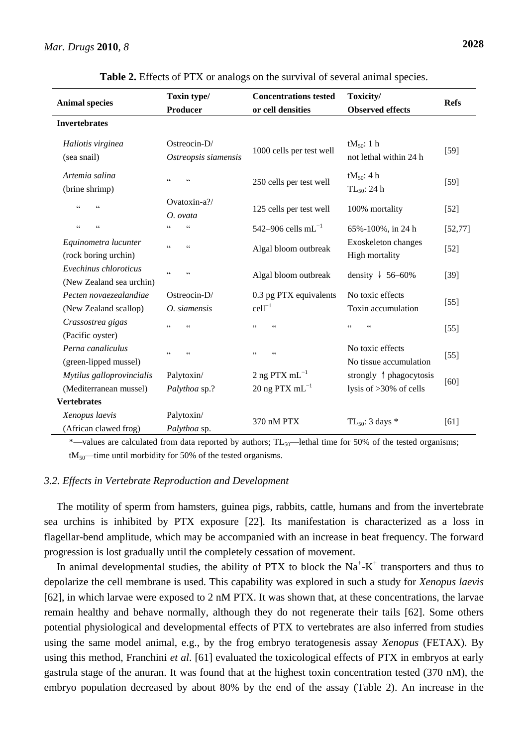**Table 2.** Effects of PTX or analogs on the survival of several animal species.

| Animal species | Toxin type/ Producer | Concentrations tested or cell densities | Toxicity/ Observed effects | Refs |
|---|---|---|---|---|
| **Invertebrates** | | | | |
| *Haliotis virginea* (sea snail) | Ostreocin-D/ *Ostreopsis siamensis* | 1000 cells per test well | $tM_{50}$: 1 h not lethal within 24 h | [59] |
| *Artemia salina* (brine shrimp) | " " | 250 cells per test well | $tM_{50}$: 4 h $TL_{50}$: 24 h | [59] |
| " " | Ovatoxin-a?/ *O. ovata* | 125 cells per test well | 100% mortality | [52] |
| " " | " " | 542–906 cells $mL^{-1}$ | 65%-100%, in 24 h | [52,77] |
| *Equinometra lucunter* (rock boring urchin) | " " | Algal bloom outbreak | Exoskeleton changes High mortality | [52] |
| *Evechinus chloroticus* (New Zealand sea urchin) | " " | Algal bloom outbreak | density ↓ 56–60% | [39] |
| *Pecten novaezealandiae* (New Zealand scallop) | Ostreocin-D/ *O. siamensis* | 0.3 pg PTX equivalents $cell^{-1}$ | No toxic effects Toxin accumulation | [55] |
| *Crassostrea gigas* (Pacific oyster) | " " | " " | " " | [55] |
| *Perna canaliculus* (green-lipped mussel) | " " | " " | No toxic effects No tissue accumulation | [55] |
| *Mytilus galloprovincialis* (Mediterranean mussel) | Palytoxin/ *Palythoa* sp.? | 2 ng PTX $mL^{-1}$ 20 ng PTX $mL^{-1}$ | strongly ↑ phagocytosis lysis of >30% of cells | [60] |
| **Vertebrates** | | | | |
| *Xenopus laevis* (African clawed frog) | Palytoxin/ *Palythoa* sp. | 370 nM PTX | $TL_{50}$: 3 days * | [61] |

*—values are calculated from data reported by authors; $TL_{50}$—lethal time for 50% of the tested organisms; $tM_{50}$—time until morbidity for 50% of the tested organisms.

### *3.2. Effects in Vertebrate Reproduction and Development*

The motility of sperm from hamsters, guinea pigs, rabbits, cattle, humans and from the invertebrate sea urchins is inhibited by PTX exposure [22]. Its manifestation is characterized as a loss in flagellar-bend amplitude, which may be accompanied with an increase in beat frequency. The forward progression is lost gradually until the completely cessation of movement.

In animal developmental studies, the ability of PTX to block the $Na^+$-$K^+$ transporters and thus to depolarize the cell membrane is used. This capability was explored in such a study for *Xenopus laevis* [62], in which larvae were exposed to 2 nM PTX. It was shown that, at these concentrations, the larvae remain healthy and behave normally, although they do not regenerate their tails [62]. Some others potential physiological and developmental effects of PTX to vertebrates are also inferred from studies using the same model animal, e.g., by the frog embryo teratogenesis assay *Xenopus* (FETAX). By using this method, Franchini *et al*. [61] evaluated the toxicological effects of PTX in embryos at early gastrula stage of the anuran. It was found that at the highest toxin concentration tested (370 nM), the embryo population decreased by about 80% by the end of the assay (Table 2). An increase in the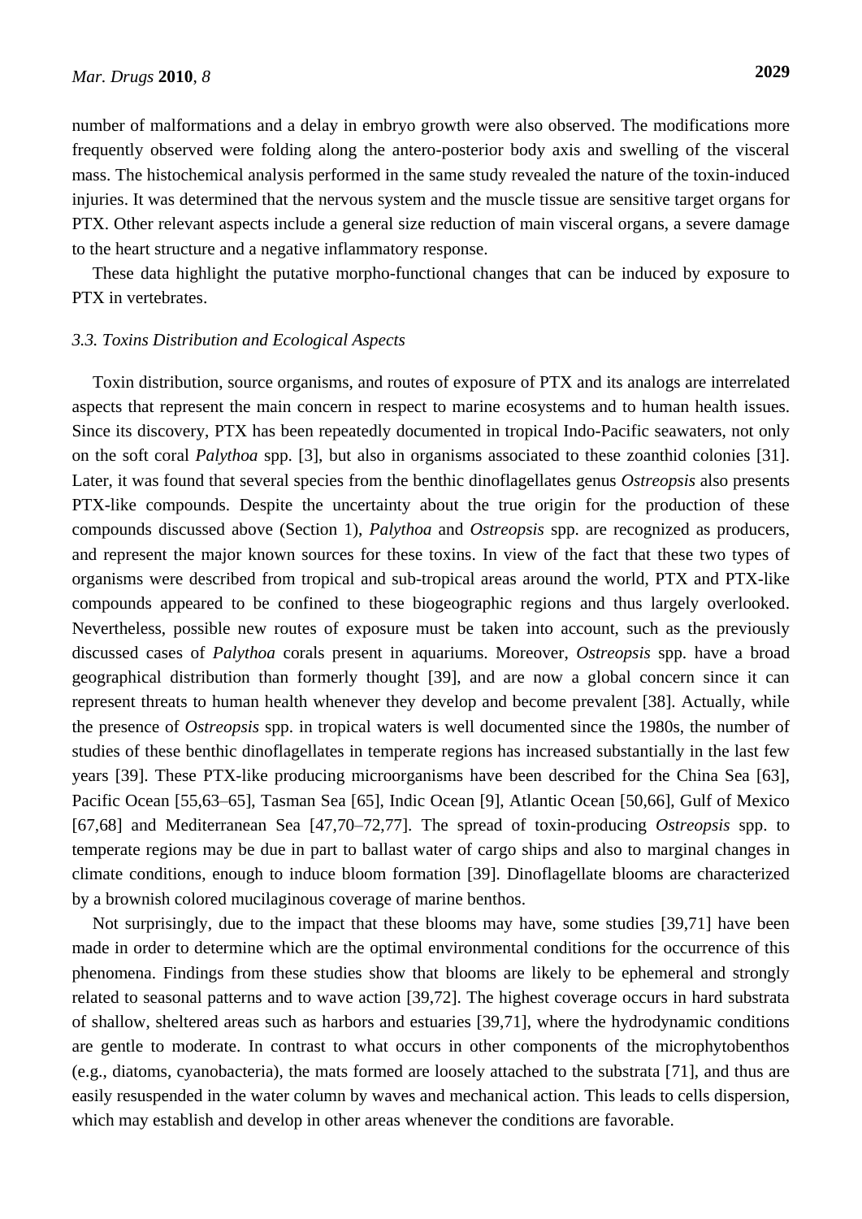number of malformations and a delay in embryo growth were also observed. The modifications more frequently observed were folding along the antero-posterior body axis and swelling of the visceral mass. The histochemical analysis performed in the same study revealed the nature of the toxin-induced injuries. It was determined that the nervous system and the muscle tissue are sensitive target organs for PTX. Other relevant aspects include a general size reduction of main visceral organs, a severe damage to the heart structure and a negative inflammatory response.

These data highlight the putative morpho-functional changes that can be induced by exposure to PTX in vertebrates.

### *3.3. Toxins Distribution and Ecological Aspects*

Toxin distribution, source organisms, and routes of exposure of PTX and its analogs are interrelated aspects that represent the main concern in respect to marine ecosystems and to human health issues. Since its discovery, PTX has been repeatedly documented in tropical Indo-Pacific seawaters, not only on the soft coral *Palythoa* spp. [3], but also in organisms associated to these zoanthid colonies [31]. Later, it was found that several species from the benthic dinoflagellates genus *Ostreopsis* also presents PTX-like compounds. Despite the uncertainty about the true origin for the production of these compounds discussed above (Section 1), *Palythoa* and *Ostreopsis* spp. are recognized as producers, and represent the major known sources for these toxins. In view of the fact that these two types of organisms were described from tropical and sub-tropical areas around the world, PTX and PTX-like compounds appeared to be confined to these biogeographic regions and thus largely overlooked. Nevertheless, possible new routes of exposure must be taken into account, such as the previously discussed cases of *Palythoa* corals present in aquariums. Moreover, *Ostreopsis* spp. have a broad geographical distribution than formerly thought [39], and are now a global concern since it can represent threats to human health whenever they develop and become prevalent [38]. Actually, while the presence of *Ostreopsis* spp. in tropical waters is well documented since the 1980s, the number of studies of these benthic dinoflagellates in temperate regions has increased substantially in the last few years [39]. These PTX-like producing microorganisms have been described for the China Sea [63], Pacific Ocean [55,63–65], Tasman Sea [65], Indic Ocean [9], Atlantic Ocean [50,66], Gulf of Mexico [67,68] and Mediterranean Sea [47,70–72,77]. The spread of toxin-producing *Ostreopsis* spp. to temperate regions may be due in part to ballast water of cargo ships and also to marginal changes in climate conditions, enough to induce bloom formation [39]. Dinoflagellate blooms are characterized by a brownish colored mucilaginous coverage of marine benthos.

Not surprisingly, due to the impact that these blooms may have, some studies [39,71] have been made in order to determine which are the optimal environmental conditions for the occurrence of this phenomena. Findings from these studies show that blooms are likely to be ephemeral and strongly related to seasonal patterns and to wave action [39,72]. The highest coverage occurs in hard substrata of shallow, sheltered areas such as harbors and estuaries [39,71], where the hydrodynamic conditions are gentle to moderate. In contrast to what occurs in other components of the microphytobenthos (e.g., diatoms, cyanobacteria), the mats formed are loosely attached to the substrata [71], and thus are easily resuspended in the water column by waves and mechanical action. This leads to cells dispersion, which may establish and develop in other areas whenever the conditions are favorable.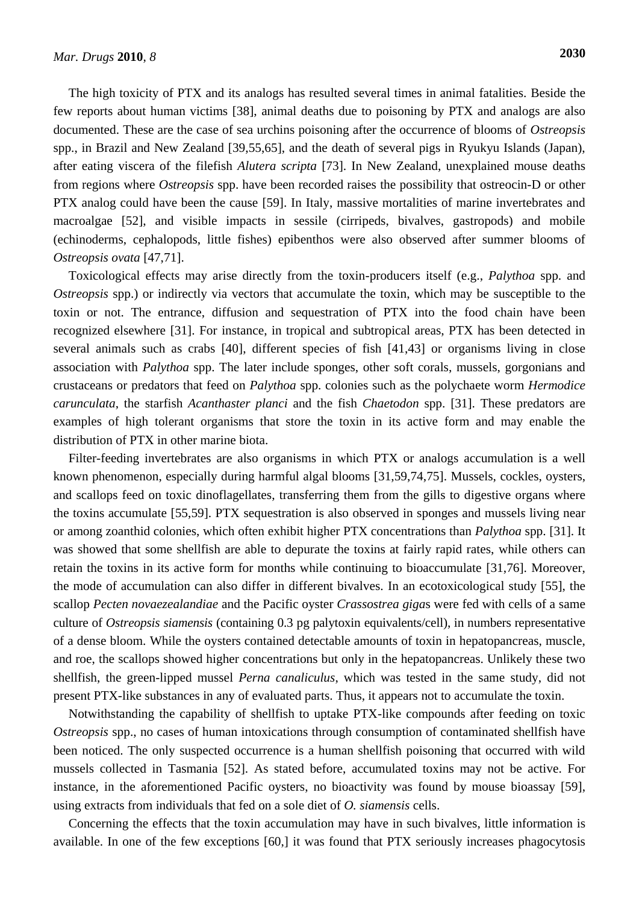The high toxicity of PTX and its analogs has resulted several times in animal fatalities. Beside the few reports about human victims [38], animal deaths due to poisoning by PTX and analogs are also documented. These are the case of sea urchins poisoning after the occurrence of blooms of *Ostreopsis* spp., in Brazil and New Zealand [39,55,65], and the death of several pigs in Ryukyu Islands (Japan), after eating viscera of the filefish *Alutera scripta* [73]. In New Zealand, unexplained mouse deaths from regions where *Ostreopsis* spp. have been recorded raises the possibility that ostreocin-D or other PTX analog could have been the cause [59]. In Italy, massive mortalities of marine invertebrates and macroalgae [52], and visible impacts in sessile (cirripeds, bivalves, gastropods) and mobile (echinoderms, cephalopods, little fishes) epibenthos were also observed after summer blooms of *Ostreopsis ovata* [47,71].

Toxicological effects may arise directly from the toxin-producers itself (e.g., *Palythoa* spp. and *Ostreopsis* spp.) or indirectly via vectors that accumulate the toxin, which may be susceptible to the toxin or not. The entrance, diffusion and sequestration of PTX into the food chain have been recognized elsewhere [31]. For instance, in tropical and subtropical areas, PTX has been detected in several animals such as crabs [40], different species of fish [41,43] or organisms living in close association with *Palythoa* spp. The later include sponges, other soft corals, mussels, gorgonians and crustaceans or predators that feed on *Palythoa* spp. colonies such as the polychaete worm *Hermodice carunculata*, the starfish *Acanthaster planci* and the fish *Chaetodon* spp. [31]. These predators are examples of high tolerant organisms that store the toxin in its active form and may enable the distribution of PTX in other marine biota.

Filter-feeding invertebrates are also organisms in which PTX or analogs accumulation is a well known phenomenon, especially during harmful algal blooms [31,59,74,75]. Mussels, cockles, oysters, and scallops feed on toxic dinoflagellates, transferring them from the gills to digestive organs where the toxins accumulate [55,59]. PTX sequestration is also observed in sponges and mussels living near or among zoanthid colonies, which often exhibit higher PTX concentrations than *Palythoa* spp. [31]. It was showed that some shellfish are able to depurate the toxins at fairly rapid rates, while others can retain the toxins in its active form for months while continuing to bioaccumulate [31,76]. Moreover, the mode of accumulation can also differ in different bivalves. In an ecotoxicological study [55], the scallop *Pecten novaezealandiae* and the Pacific oyster *Crassostrea giga*s were fed with cells of a same culture of *Ostreopsis siamensis* (containing 0.3 pg palytoxin equivalents/cell), in numbers representative of a dense bloom. While the oysters contained detectable amounts of toxin in hepatopancreas, muscle, and roe, the scallops showed higher concentrations but only in the hepatopancreas. Unlikely these two shellfish, the green-lipped mussel *Perna canaliculus*, which was tested in the same study, did not present PTX-like substances in any of evaluated parts. Thus, it appears not to accumulate the toxin.

Notwithstanding the capability of shellfish to uptake PTX-like compounds after feeding on toxic *Ostreopsis* spp., no cases of human intoxications through consumption of contaminated shellfish have been noticed. The only suspected occurrence is a human shellfish poisoning that occurred with wild mussels collected in Tasmania [52]. As stated before, accumulated toxins may not be active. For instance, in the aforementioned Pacific oysters, no bioactivity was found by mouse bioassay [59], using extracts from individuals that fed on a sole diet of *O. siamensis* cells.

Concerning the effects that the toxin accumulation may have in such bivalves, little information is available. In one of the few exceptions [60,] it was found that PTX seriously increases phagocytosis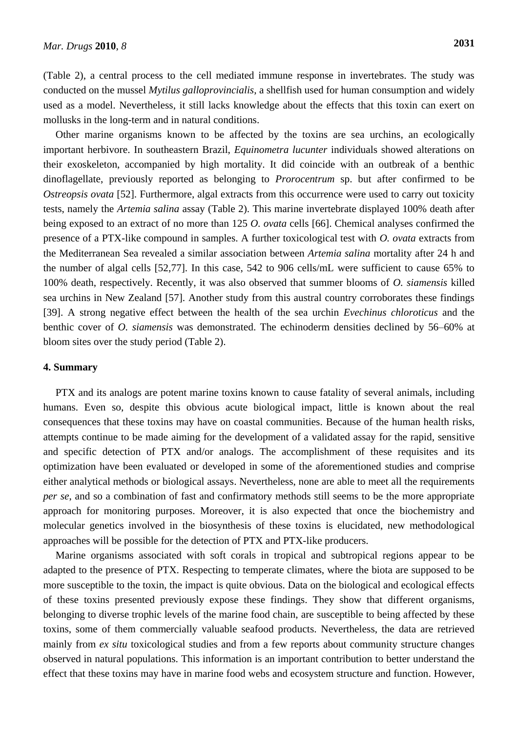(Table 2), a central process to the cell mediated immune response in invertebrates. The study was conducted on the mussel *Mytilus galloprovincialis*, a shellfish used for human consumption and widely used as a model. Nevertheless, it still lacks knowledge about the effects that this toxin can exert on mollusks in the long-term and in natural conditions.

Other marine organisms known to be affected by the toxins are sea urchins, an ecologically important herbivore. In southeastern Brazil, *Equinometra lucunter* individuals showed alterations on their exoskeleton, accompanied by high mortality. It did coincide with an outbreak of a benthic dinoflagellate, previously reported as belonging to *Prorocentrum* sp. but after confirmed to be *Ostreopsis ovata* [52]. Furthermore, algal extracts from this occurrence were used to carry out toxicity tests, namely the *Artemia salina* assay (Table 2). This marine invertebrate displayed 100% death after being exposed to an extract of no more than 125 *O. ovata* cells [66]. Chemical analyses confirmed the presence of a PTX-like compound in samples. A further toxicological test with *O. ovata* extracts from the Mediterranean Sea revealed a similar association between *Artemia salina* mortality after 24 h and the number of algal cells [52,77]. In this case, 542 to 906 cells/mL were sufficient to cause 65% to 100% death, respectively. Recently, it was also observed that summer blooms of *O. siamensis* killed sea urchins in New Zealand [57]. Another study from this austral country corroborates these findings [39]. A strong negative effect between the health of the sea urchin *Evechinus chloroticus* and the benthic cover of *O. siamensis* was demonstrated. The echinoderm densities declined by 56–60% at bloom sites over the study period (Table 2).

## 4. Summary

PTX and its analogs are potent marine toxins known to cause fatality of several animals, including humans. Even so, despite this obvious acute biological impact, little is known about the real consequences that these toxins may have on coastal communities. Because of the human health risks, attempts continue to be made aiming for the development of a validated assay for the rapid, sensitive and specific detection of PTX and/or analogs. The accomplishment of these requisites and its optimization have been evaluated or developed in some of the aforementioned studies and comprise either analytical methods or biological assays. Nevertheless, none are able to meet all the requirements *per se*, and so a combination of fast and confirmatory methods still seems to be the more appropriate approach for monitoring purposes. Moreover, it is also expected that once the biochemistry and molecular genetics involved in the biosynthesis of these toxins is elucidated, new methodological approaches will be possible for the detection of PTX and PTX-like producers.

Marine organisms associated with soft corals in tropical and subtropical regions appear to be adapted to the presence of PTX. Respecting to temperate climates, where the biota are supposed to be more susceptible to the toxin, the impact is quite obvious. Data on the biological and ecological effects of these toxins presented previously expose these findings. They show that different organisms, belonging to diverse trophic levels of the marine food chain, are susceptible to being affected by these toxins, some of them commercially valuable seafood products. Nevertheless, the data are retrieved mainly from *ex situ* toxicological studies and from a few reports about community structure changes observed in natural populations. This information is an important contribution to better understand the effect that these toxins may have in marine food webs and ecosystem structure and function. However,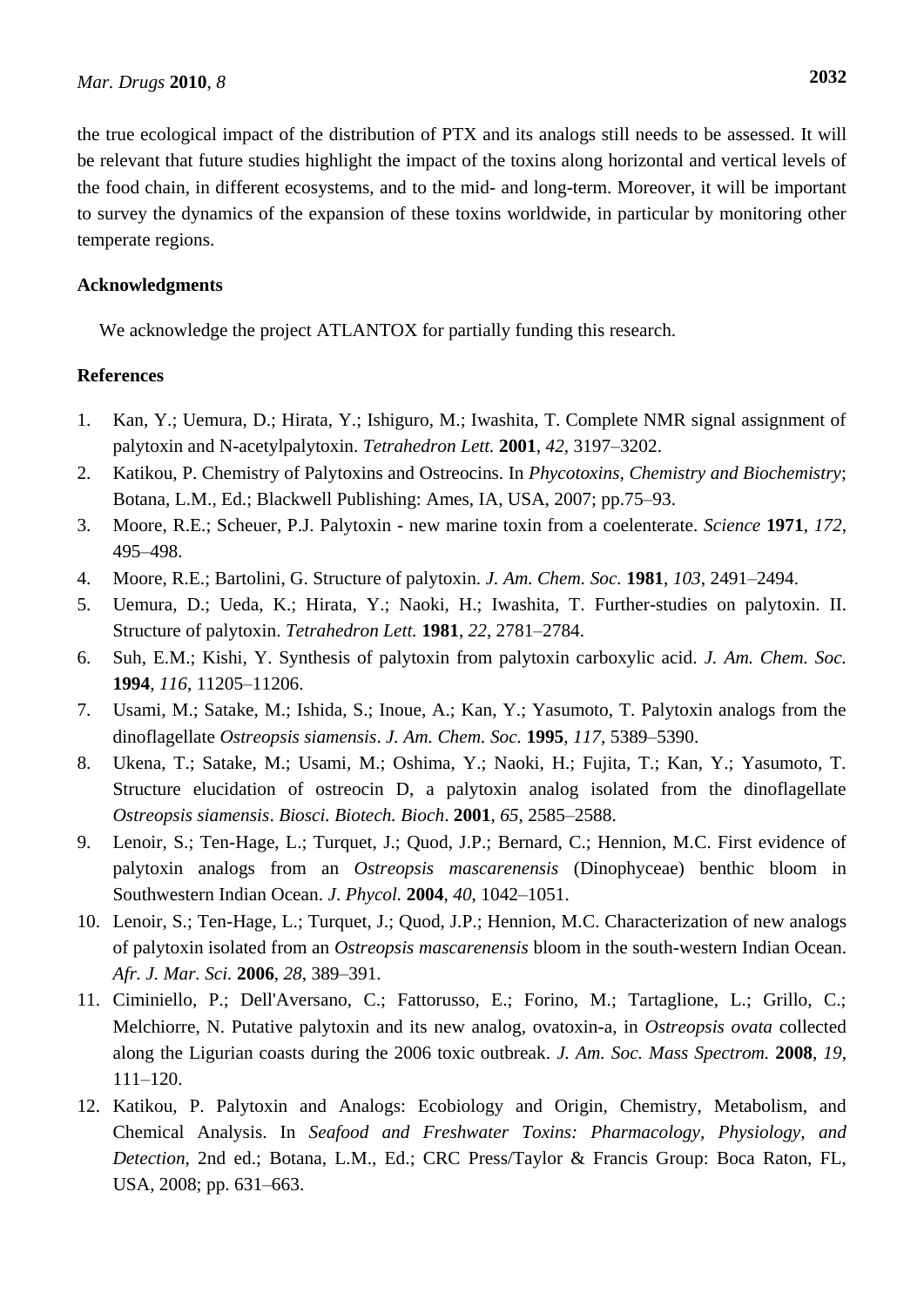the true ecological impact of the distribution of PTX and its analogs still needs to be assessed. It will be relevant that future studies highlight the impact of the toxins along horizontal and vertical levels of the food chain, in different ecosystems, and to the mid- and long-term. Moreover, it will be important to survey the dynamics of the expansion of these toxins worldwide, in particular by monitoring other temperate regions.

## Acknowledgments

We acknowledge the project ATLANTOX for partially funding this research.

## References

1. Kan, Y.; Uemura, D.; Hirata, Y.; Ishiguro, M.; Iwashita, T. Complete NMR signal assignment of palytoxin and N-acetylpalytoxin. *Tetrahedron Lett.* **2001**, *42*, 3197–3202.
2. Katikou, P. Chemistry of Palytoxins and Ostreocins. In *Phycotoxins, Chemistry and Biochemistry*; Botana, L.M., Ed.; Blackwell Publishing: Ames, IA, USA, 2007; pp.75–93.
3. Moore, R.E.; Scheuer, P.J. Palytoxin - new marine toxin from a coelenterate. *Science* **1971**, *172*, 495–498.
4. Moore, R.E.; Bartolini, G. Structure of palytoxin. *J. Am. Chem. Soc.* **1981**, *103*, 2491–2494.
5. Uemura, D.; Ueda, K.; Hirata, Y.; Naoki, H.; Iwashita, T. Further-studies on palytoxin. II. Structure of palytoxin. *Tetrahedron Lett.* **1981**, *22*, 2781–2784.
6. Suh, E.M.; Kishi, Y. Synthesis of palytoxin from palytoxin carboxylic acid. *J. Am. Chem. Soc.* **1994**, *116*, 11205–11206.
7. Usami, M.; Satake, M.; Ishida, S.; Inoue, A.; Kan, Y.; Yasumoto, T. Palytoxin analogs from the dinoflagellate *Ostreopsis siamensis*. *J. Am. Chem. Soc.* **1995**, *117*, 5389–5390.
8. Ukena, T.; Satake, M.; Usami, M.; Oshima, Y.; Naoki, H.; Fujita, T.; Kan, Y.; Yasumoto, T. Structure elucidation of ostreocin D, a palytoxin analog isolated from the dinoflagellate *Ostreopsis siamensis*. *Biosci. Biotech. Bioch*. **2001**, *65*, 2585–2588.
9. Lenoir, S.; Ten-Hage, L.; Turquet, J.; Quod, J.P.; Bernard, C.; Hennion, M.C. First evidence of palytoxin analogs from an *Ostreopsis mascarenensis* (Dinophyceae) benthic bloom in Southwestern Indian Ocean. *J. Phycol.* **2004**, *40*, 1042–1051.
10. Lenoir, S.; Ten-Hage, L.; Turquet, J.; Quod, J.P.; Hennion, M.C. Characterization of new analogs of palytoxin isolated from an *Ostreopsis mascarenensis* bloom in the south-western Indian Ocean. *Afr. J. Mar. Sci.* **2006**, *28*, 389–391.
11. Ciminiello, P.; Dell'Aversano, C.; Fattorusso, E.; Forino, M.; Tartaglione, L.; Grillo, C.; Melchiorre, N. Putative palytoxin and its new analog, ovatoxin-a, in *Ostreopsis ovata* collected along the Ligurian coasts during the 2006 toxic outbreak. *J. Am. Soc. Mass Spectrom.* **2008**, *19*, 111–120.
12. Katikou, P. Palytoxin and Analogs: Ecobiology and Origin, Chemistry, Metabolism, and Chemical Analysis. In *Seafood and Freshwater Toxins: Pharmacology, Physiology, and Detection*, 2nd ed.; Botana, L.M., Ed.; CRC Press/Taylor & Francis Group: Boca Raton, FL, USA, 2008; pp. 631–663.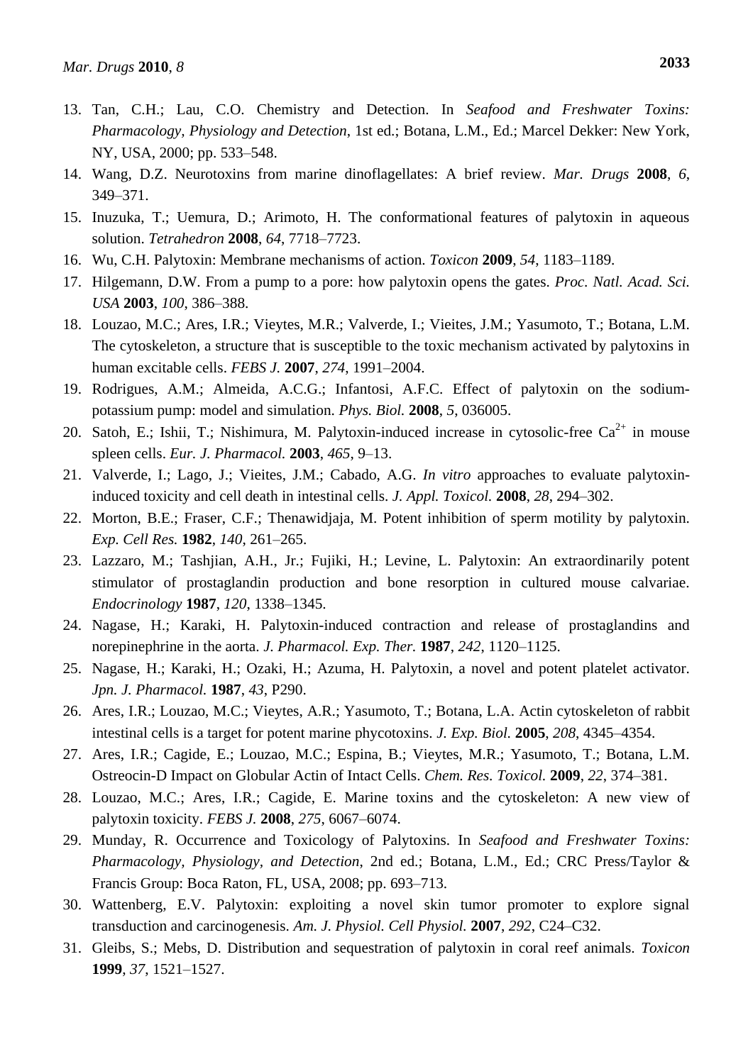13. Tan, C.H.; Lau, C.O. Chemistry and Detection. In *Seafood and Freshwater Toxins: Pharmacology, Physiology and Detection*, 1st ed.; Botana, L.M., Ed.; Marcel Dekker: New York, NY, USA, 2000; pp. 533–548.
14. Wang, D.Z. Neurotoxins from marine dinoflagellates: A brief review. *Mar. Drugs* **2008**, *6*, 349–371.
15. Inuzuka, T.; Uemura, D.; Arimoto, H. The conformational features of palytoxin in aqueous solution. *Tetrahedron* **2008**, *64*, 7718–7723.
16. Wu, C.H. Palytoxin: Membrane mechanisms of action. *Toxicon* **2009**, *54*, 1183–1189.
17. Hilgemann, D.W. From a pump to a pore: how palytoxin opens the gates. *Proc. Natl. Acad. Sci. USA* **2003**, *100*, 386–388.
18. Louzao, M.C.; Ares, I.R.; Vieytes, M.R.; Valverde, I.; Vieites, J.M.; Yasumoto, T.; Botana, L.M. The cytoskeleton, a structure that is susceptible to the toxic mechanism activated by palytoxins in human excitable cells. *FEBS J.* **2007**, *274*, 1991–2004.
19. Rodrigues, A.M.; Almeida, A.C.G.; Infantosi, A.F.C. Effect of palytoxin on the sodium-potassium pump: model and simulation. *Phys. Biol.* **2008**, *5*, 036005.
20. Satoh, E.; Ishii, T.; Nishimura, M. Palytoxin-induced increase in cytosolic-free $Ca^{2+}$ in mouse spleen cells. *Eur. J. Pharmacol.* **2003**, *465*, 9–13.
21. Valverde, I.; Lago, J.; Vieites, J.M.; Cabado, A.G. *In vitro* approaches to evaluate palytoxin-induced toxicity and cell death in intestinal cells. *J. Appl. Toxicol.* **2008**, *28*, 294–302.
22. Morton, B.E.; Fraser, C.F.; Thenawidjaja, M. Potent inhibition of sperm motility by palytoxin. *Exp. Cell Res.* **1982**, *140*, 261–265.
23. Lazzaro, M.; Tashjian, A.H., Jr.; Fujiki, H.; Levine, L. Palytoxin: An extraordinarily potent stimulator of prostaglandin production and bone resorption in cultured mouse calvariae. *Endocrinology* **1987**, *120*, 1338–1345.
24. Nagase, H.; Karaki, H. Palytoxin-induced contraction and release of prostaglandins and norepinephrine in the aorta. *J. Pharmacol. Exp. Ther.* **1987**, *242*, 1120–1125.
25. Nagase, H.; Karaki, H.; Ozaki, H.; Azuma, H. Palytoxin, a novel and potent platelet activator. *Jpn. J. Pharmacol.* **1987**, *43*, P290.
26. Ares, I.R.; Louzao, M.C.; Vieytes, A.R.; Yasumoto, T.; Botana, L.A. Actin cytoskeleton of rabbit intestinal cells is a target for potent marine phycotoxins. *J. Exp. Biol.* **2005**, *208*, 4345–4354.
27. Ares, I.R.; Cagide, E.; Louzao, M.C.; Espina, B.; Vieytes, M.R.; Yasumoto, T.; Botana, L.M. Ostreocin-D Impact on Globular Actin of Intact Cells. *Chem. Res. Toxicol.* **2009**, *22*, 374–381.
28. Louzao, M.C.; Ares, I.R.; Cagide, E. Marine toxins and the cytoskeleton: A new view of palytoxin toxicity. *FEBS J.* **2008**, *275*, 6067–6074.
29. Munday, R. Occurrence and Toxicology of Palytoxins. In *Seafood and Freshwater Toxins: Pharmacology, Physiology, and Detection*, 2nd ed.; Botana, L.M., Ed.; CRC Press/Taylor & Francis Group: Boca Raton, FL, USA, 2008; pp. 693–713.
30. Wattenberg, E.V. Palytoxin: exploiting a novel skin tumor promoter to explore signal transduction and carcinogenesis. *Am. J. Physiol. Cell Physiol.* **2007**, *292*, C24–C32.
31. Gleibs, S.; Mebs, D. Distribution and sequestration of palytoxin in coral reef animals. *Toxicon* **1999**, *37*, 1521–1527.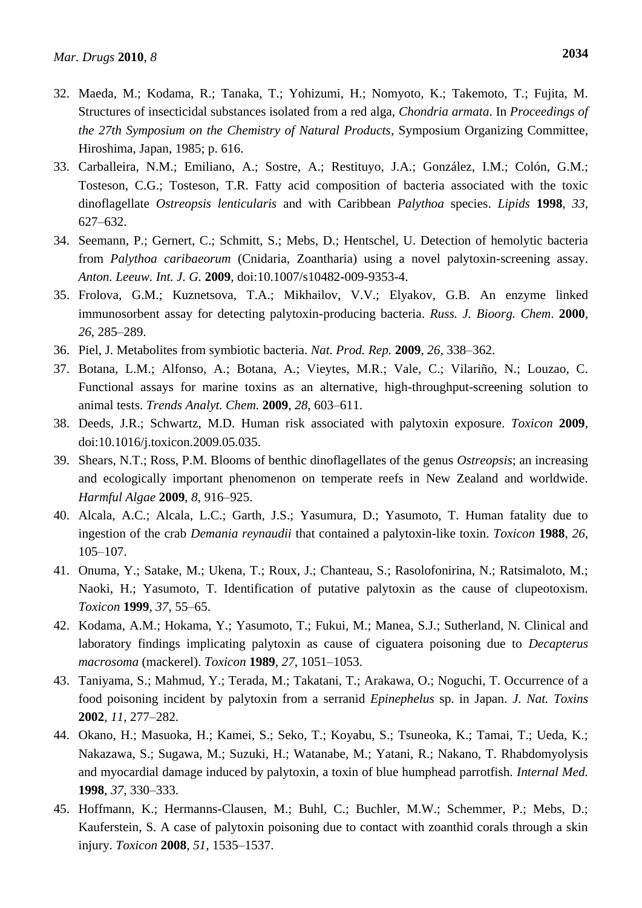32. Maeda, M.; Kodama, R.; Tanaka, T.; Yohizumi, H.; Nomyoto, K.; Takemoto, T.; Fujita, M. Structures of insecticidal substances isolated from a red alga, *Chondria armata*. In *Proceedings of the 27th Symposium on the Chemistry of Natural Products*, Symposium Organizing Committee, Hiroshima, Japan, 1985; p. 616.
33. Carballeira, N.M.; Emiliano, A.; Sostre, A.; Restituyo, J.A.; González, I.M.; Colón, G.M.; Tosteson, C.G.; Tosteson, T.R. Fatty acid composition of bacteria associated with the toxic dinoflagellate *Ostreopsis lenticularis* and with Caribbean *Palythoa* species. *Lipids* **1998**, *33*, 627–632.
34. Seemann, P.; Gernert, C.; Schmitt, S.; Mebs, D.; Hentschel, U. Detection of hemolytic bacteria from *Palythoa caribaeorum* (Cnidaria, Zoantharia) using a novel palytoxin-screening assay. *Anton. Leeuw. Int. J. G.* **2009**, doi:10.1007/s10482-009-9353-4.
35. Frolova, G.M.; Kuznetsova, T.A.; Mikhailov, V.V.; Elyakov, G.B. An enzyme linked immunosorbent assay for detecting palytoxin-producing bacteria. *Russ. J. Bioorg. Chem*. **2000**, *26*, 285–289.
36. Piel, J. Metabolites from symbiotic bacteria. *Nat. Prod. Rep.* **2009**, *26*, 338–362.
37. Botana, L.M.; Alfonso, A.; Botana, A.; Vieytes, M.R.; Vale, C.; Vilariño, N.; Louzao, C. Functional assays for marine toxins as an alternative, high-throughput-screening solution to animal tests. *Trends Analyt. Chem.* **2009**, *28*, 603–611.
38. Deeds, J.R.; Schwartz, M.D. Human risk associated with palytoxin exposure. *Toxicon* **2009**, doi:10.1016/j.toxicon.2009.05.035.
39. Shears, N.T.; Ross, P.M. Blooms of benthic dinoflagellates of the genus *Ostreopsis*; an increasing and ecologically important phenomenon on temperate reefs in New Zealand and worldwide. *Harmful Algae* **2009**, *8*, 916–925.
40. Alcala, A.C.; Alcala, L.C.; Garth, J.S.; Yasumura, D.; Yasumoto, T. Human fatality due to ingestion of the crab *Demania reynaudii* that contained a palytoxin-like toxin. *Toxicon* **1988**, *26*, 105–107.
41. Onuma, Y.; Satake, M.; Ukena, T.; Roux, J.; Chanteau, S.; Rasolofonirina, N.; Ratsimaloto, M.; Naoki, H.; Yasumoto, T. Identification of putative palytoxin as the cause of clupeotoxism. *Toxicon* **1999**, *37*, 55–65.
42. Kodama, A.M.; Hokama, Y.; Yasumoto, T.; Fukui, M.; Manea, S.J.; Sutherland, N. Clinical and laboratory findings implicating palytoxin as cause of ciguatera poisoning due to *Decapterus macrosoma* (mackerel). *Toxicon* **1989**, *27*, 1051–1053.
43. Taniyama, S.; Mahmud, Y.; Terada, M.; Takatani, T.; Arakawa, O.; Noguchi, T. Occurrence of a food poisoning incident by palytoxin from a serranid *Epinephelus* sp. in Japan. *J. Nat. Toxins* **2002**, *11*, 277–282.
44. Okano, H.; Masuoka, H.; Kamei, S.; Seko, T.; Koyabu, S.; Tsuneoka, K.; Tamai, T.; Ueda, K.; Nakazawa, S.; Sugawa, M.; Suzuki, H.; Watanabe, M.; Yatani, R.; Nakano, T. Rhabdomyolysis and myocardial damage induced by palytoxin, a toxin of blue humphead parrotfish. *Internal Med.* **1998**, *37*, 330–333.
45. Hoffmann, K.; Hermanns-Clausen, M.; Buhl, C.; Buchler, M.W.; Schemmer, P.; Mebs, D.; Kauferstein, S. A case of palytoxin poisoning due to contact with zoanthid corals through a skin injury. *Toxicon* **2008**, *51*, 1535–1537.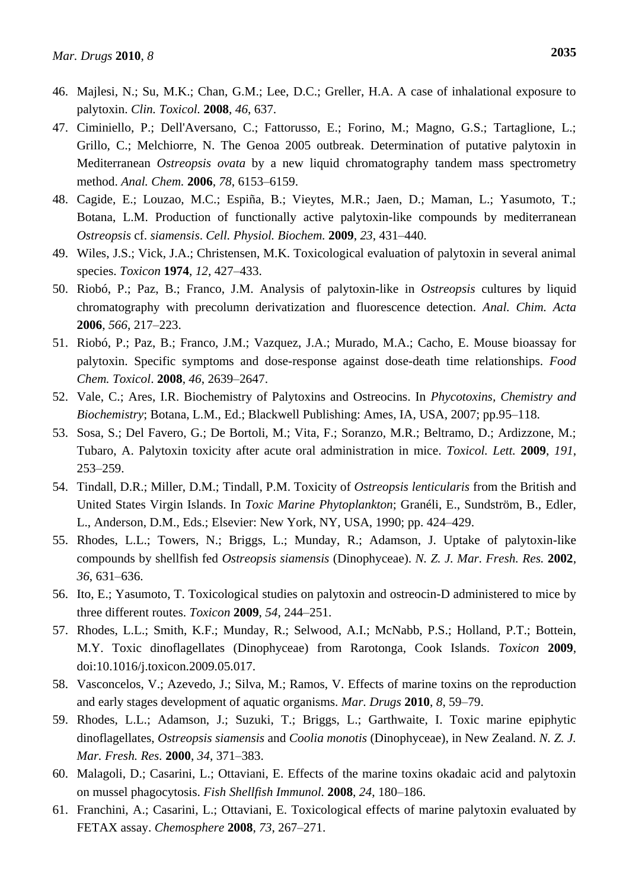46. Majlesi, N.; Su, M.K.; Chan, G.M.; Lee, D.C.; Greller, H.A. A case of inhalational exposure to palytoxin. *Clin. Toxicol.* **2008**, *46*, 637.
47. Ciminiello, P.; Dell'Aversano, C.; Fattorusso, E.; Forino, M.; Magno, G.S.; Tartaglione, L.; Grillo, C.; Melchiorre, N. The Genoa 2005 outbreak. Determination of putative palytoxin in Mediterranean *Ostreopsis ovata* by a new liquid chromatography tandem mass spectrometry method. *Anal. Chem.* **2006**, *78*, 6153–6159.
48. Cagide, E.; Louzao, M.C.; Espiña, B.; Vieytes, M.R.; Jaen, D.; Maman, L.; Yasumoto, T.; Botana, L.M. Production of functionally active palytoxin-like compounds by mediterranean *Ostreopsis* cf. *siamensis*. *Cell. Physiol. Biochem.* **2009**, *23*, 431–440.
49. Wiles, J.S.; Vick, J.A.; Christensen, M.K. Toxicological evaluation of palytoxin in several animal species. *Toxicon* **1974**, *12*, 427–433.
50. Riobó, P.; Paz, B.; Franco, J.M. Analysis of palytoxin-like in *Ostreopsis* cultures by liquid chromatography with precolumn derivatization and fluorescence detection. *Anal. Chim. Acta* **2006**, *566*, 217–223.
51. Riobó, P.; Paz, B.; Franco, J.M.; Vazquez, J.A.; Murado, M.A.; Cacho, E. Mouse bioassay for palytoxin. Specific symptoms and dose-response against dose-death time relationships. *Food Chem. Toxicol*. **2008**, *46*, 2639–2647.
52. Vale, C.; Ares, I.R. Biochemistry of Palytoxins and Ostreocins. In *Phycotoxins, Chemistry and Biochemistry*; Botana, L.M., Ed.; Blackwell Publishing: Ames, IA, USA, 2007; pp.95–118.
53. Sosa, S.; Del Favero, G.; De Bortoli, M.; Vita, F.; Soranzo, M.R.; Beltramo, D.; Ardizzone, M.; Tubaro, A. Palytoxin toxicity after acute oral administration in mice. *Toxicol. Lett.* **2009**, *191*, 253–259.
54. Tindall, D.R.; Miller, D.M.; Tindall, P.M. Toxicity of *Ostreopsis lenticularis* from the British and United States Virgin Islands. In *Toxic Marine Phytoplankton*; Granéli, E., Sundström, B., Edler, L., Anderson, D.M., Eds.; Elsevier: New York, NY, USA, 1990; pp. 424–429.
55. Rhodes, L.L.; Towers, N.; Briggs, L.; Munday, R.; Adamson, J. Uptake of palytoxin-like compounds by shellfish fed *Ostreopsis siamensis* (Dinophyceae). *N. Z. J. Mar. Fresh. Res.* **2002**, *36*, 631–636.
56. Ito, E.; Yasumoto, T. Toxicological studies on palytoxin and ostreocin-D administered to mice by three different routes. *Toxicon* **2009**, *54*, 244–251.
57. Rhodes, L.L.; Smith, K.F.; Munday, R.; Selwood, A.I.; McNabb, P.S.; Holland, P.T.; Bottein, M.Y. Toxic dinoflagellates (Dinophyceae) from Rarotonga, Cook Islands. *Toxicon* **2009**, doi:10.1016/j.toxicon.2009.05.017.
58. Vasconcelos, V.; Azevedo, J.; Silva, M.; Ramos, V. Effects of marine toxins on the reproduction and early stages development of aquatic organisms. *Mar. Drugs* **2010**, *8*, 59–79.
59. Rhodes, L.L.; Adamson, J.; Suzuki, T.; Briggs, L.; Garthwaite, I. Toxic marine epiphytic dinoflagellates, *Ostreopsis siamensis* and *Coolia monotis* (Dinophyceae), in New Zealand. *N. Z. J. Mar. Fresh. Res.* **2000**, *34*, 371–383.
60. Malagoli, D.; Casarini, L.; Ottaviani, E. Effects of the marine toxins okadaic acid and palytoxin on mussel phagocytosis. *Fish Shellfish Immunol.* **2008**, *24*, 180–186.
61. Franchini, A.; Casarini, L.; Ottaviani, E. Toxicological effects of marine palytoxin evaluated by FETAX assay. *Chemosphere* **2008**, *73*, 267–271.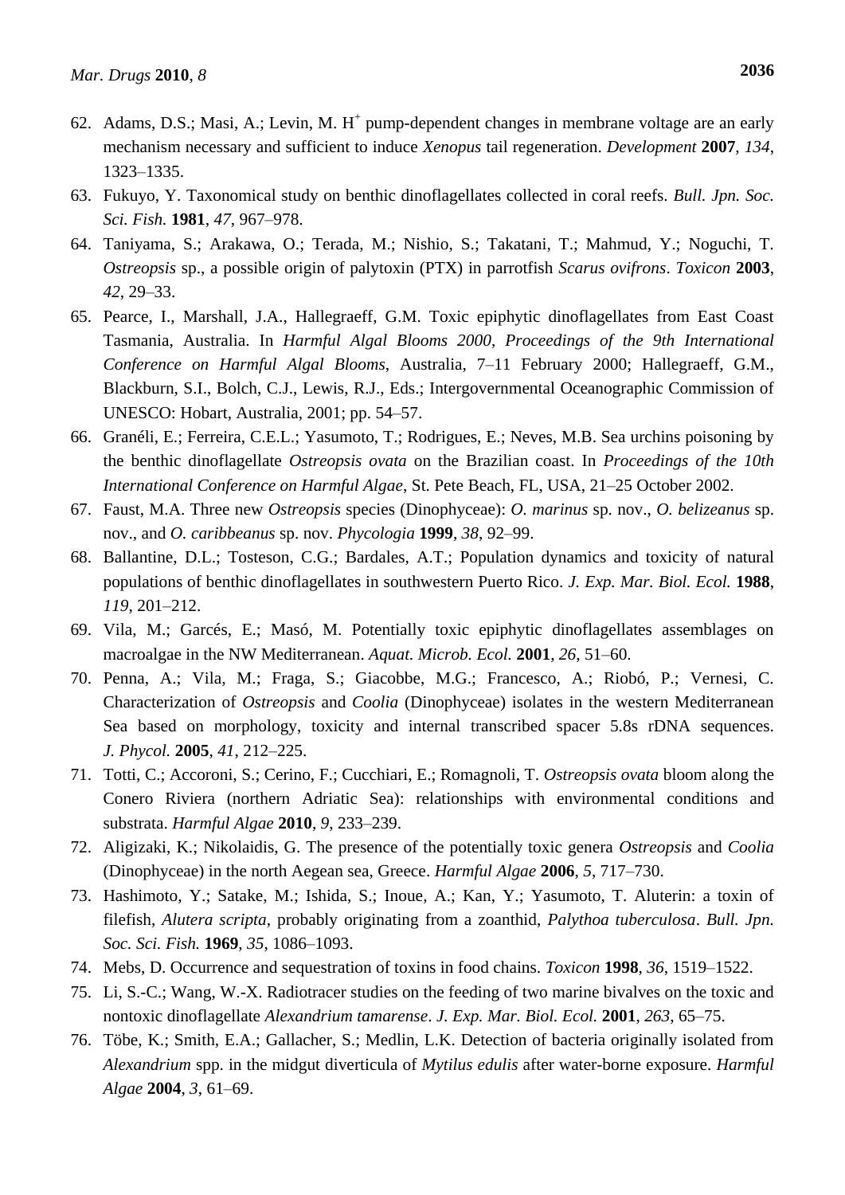62. Adams, D.S.; Masi, A.; Levin, M. $H^+$ pump-dependent changes in membrane voltage are an early mechanism necessary and sufficient to induce *Xenopus* tail regeneration. *Development* **2007**, *134*, 1323–1335.
63. Fukuyo, Y. Taxonomical study on benthic dinoflagellates collected in coral reefs. *Bull. Jpn. Soc. Sci. Fish.* **1981**, *47*, 967–978.
64. Taniyama, S.; Arakawa, O.; Terada, M.; Nishio, S.; Takatani, T.; Mahmud, Y.; Noguchi, T. *Ostreopsis* sp., a possible origin of palytoxin (PTX) in parrotfish *Scarus ovifrons*. *Toxicon* **2003**, *42*, 29–33.
65. Pearce, I., Marshall, J.A., Hallegraeff, G.M. Toxic epiphytic dinoflagellates from East Coast Tasmania, Australia. In *Harmful Algal Blooms 2000, Proceedings of the 9th International Conference on Harmful Algal Blooms*, Australia, 7–11 February 2000; Hallegraeff, G.M., Blackburn, S.I., Bolch, C.J., Lewis, R.J., Eds.; Intergovernmental Oceanographic Commission of UNESCO: Hobart, Australia, 2001; pp. 54–57.
66. Granéli, E.; Ferreira, C.E.L.; Yasumoto, T.; Rodrigues, E.; Neves, M.B. Sea urchins poisoning by the benthic dinoflagellate *Ostreopsis ovata* on the Brazilian coast. In *Proceedings of the 10th International Conference on Harmful Algae*, St. Pete Beach, FL, USA, 21–25 October 2002.
67. Faust, M.A. Three new *Ostreopsis* species (Dinophyceae): *O. marinus* sp. nov., *O. belizeanus* sp. nov., and *O. caribbeanus* sp. nov. *Phycologia* **1999**, *38*, 92–99.
68. Ballantine, D.L.; Tosteson, C.G.; Bardales, A.T.; Population dynamics and toxicity of natural populations of benthic dinoflagellates in southwestern Puerto Rico. *J. Exp. Mar. Biol. Ecol.* **1988**, *119*, 201–212.
69. Vila, M.; Garcés, E.; Masó, M. Potentially toxic epiphytic dinoflagellates assemblages on macroalgae in the NW Mediterranean. *Aquat. Microb. Ecol.* **2001**, *26*, 51–60.
70. Penna, A.; Vila, M.; Fraga, S.; Giacobbe, M.G.; Francesco, A.; Riobó, P.; Vernesi, C. Characterization of *Ostreopsis* and *Coolia* (Dinophyceae) isolates in the western Mediterranean Sea based on morphology, toxicity and internal transcribed spacer 5.8s rDNA sequences. *J. Phycol.* **2005**, *41*, 212–225.
71. Totti, C.; Accoroni, S.; Cerino, F.; Cucchiari, E.; Romagnoli, T. *Ostreopsis ovata* bloom along the Conero Riviera (northern Adriatic Sea): relationships with environmental conditions and substrata. *Harmful Algae* **2010**, *9*, 233–239.
72. Aligizaki, K.; Nikolaidis, G. The presence of the potentially toxic genera *Ostreopsis* and *Coolia* (Dinophyceae) in the north Aegean sea, Greece. *Harmful Algae* **2006**, *5*, 717–730.
73. Hashimoto, Y.; Satake, M.; Ishida, S.; Inoue, A.; Kan, Y.; Yasumoto, T. Aluterin: a toxin of filefish, *Alutera scripta*, probably originating from a zoanthid, *Palythoa tuberculosa*. *Bull. Jpn. Soc. Sci. Fish.* **1969**, *35*, 1086–1093.
74. Mebs, D. Occurrence and sequestration of toxins in food chains. *Toxicon* **1998**, *36*, 1519–1522.
75. Li, S.-C.; Wang, W.-X. Radiotracer studies on the feeding of two marine bivalves on the toxic and nontoxic dinoflagellate *Alexandrium tamarense*. *J. Exp. Mar. Biol. Ecol.* **2001**, *263*, 65–75.
76. Töbe, K.; Smith, E.A.; Gallacher, S.; Medlin, L.K. Detection of bacteria originally isolated from *Alexandrium* spp. in the midgut diverticula of *Mytilus edulis* after water-borne exposure. *Harmful Algae* **2004**, *3*, 61–69.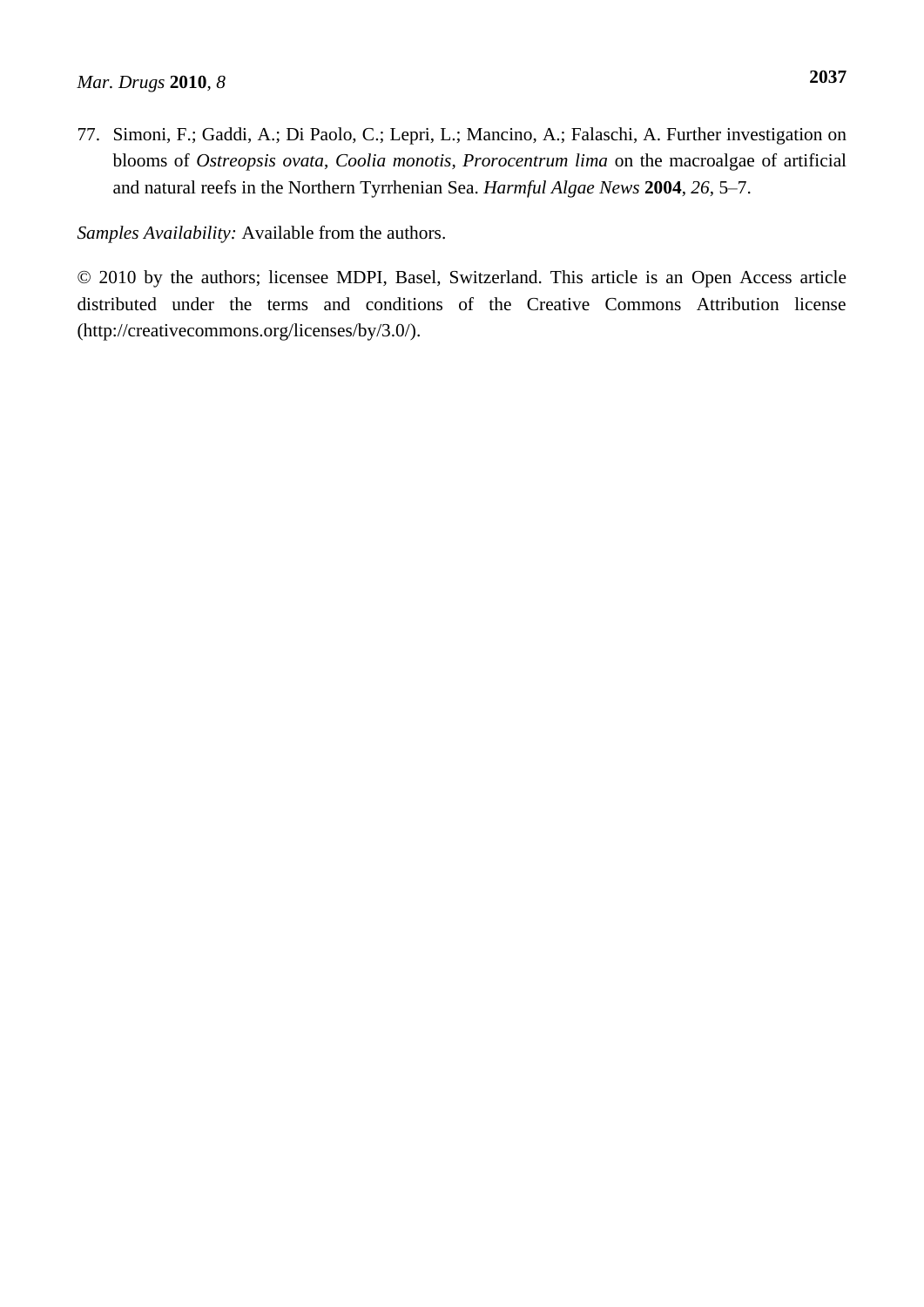77. Simoni, F.; Gaddi, A.; Di Paolo, C.; Lepri, L.; Mancino, A.; Falaschi, A. Further investigation on blooms of *Ostreopsis ovata*, *Coolia monotis*, *Prorocentrum lima* on the macroalgae of artificial and natural reefs in the Northern Tyrrhenian Sea. *Harmful Algae News* **2004**, *26*, 5–7.

*Samples Availability:* Available from the authors.

© 2010 by the authors; licensee MDPI, Basel, Switzerland. This article is an Open Access article distributed under the terms and conditions of the Creative Commons Attribution license (http://creativecommons.org/licenses/by/3.0/).